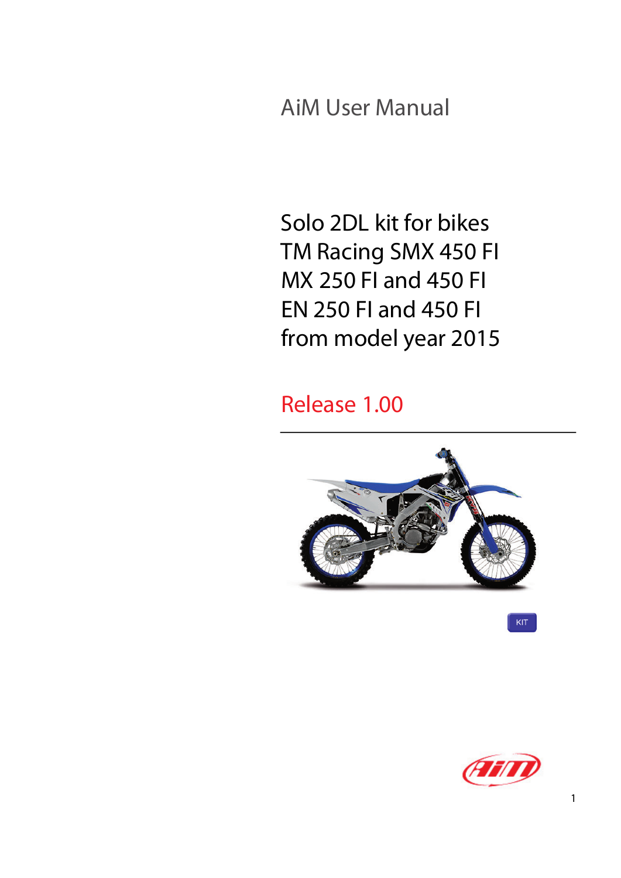# AiM User Manual

## Solo 2DL kit for bikes TM Racing SMX 450 FI MX 250 FI and 450 FI EN 250 FI and 450 FI from model year 2015

Release 1.00

KIT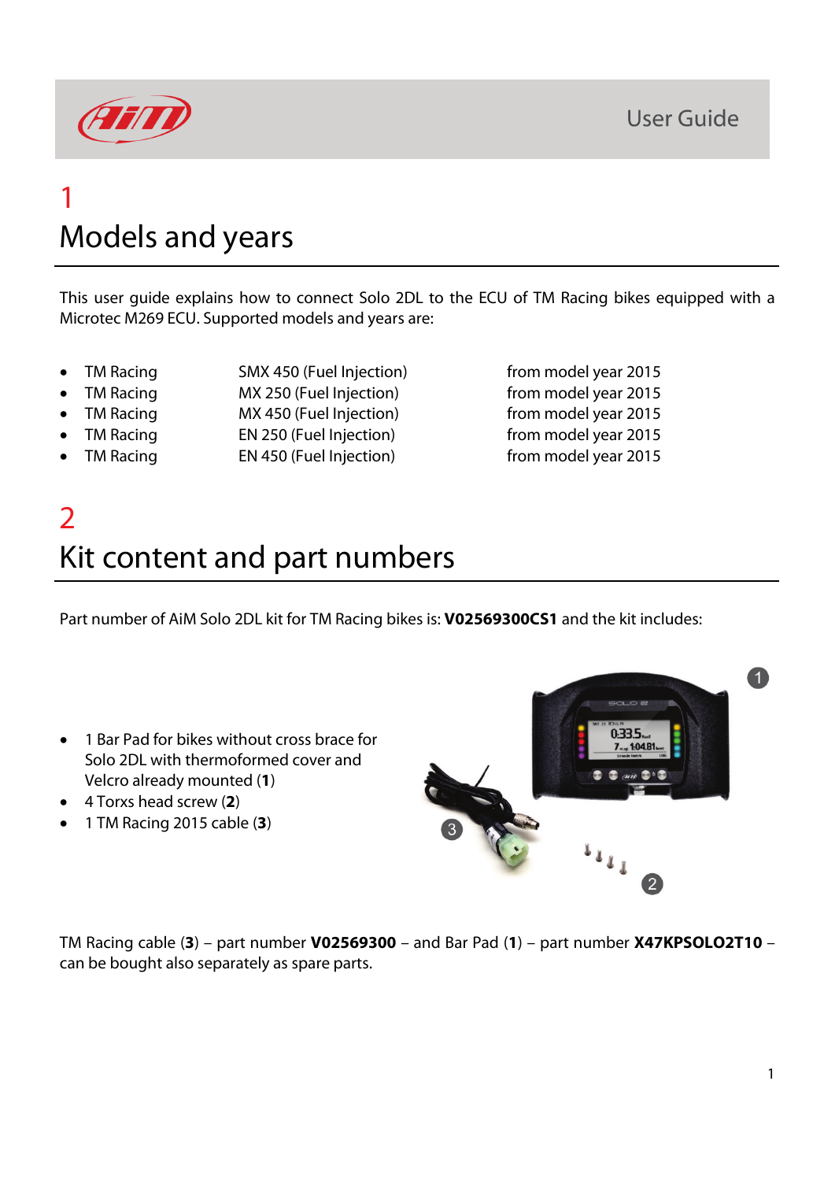# 1 Models and years

This user guide explains how to connect Solo 2DL to the ECU of TM Racing bikes equipped with a Microtec M269 ECU. Supported models and years are:

| | | |
|---|---|---|
| • TM Racing | SMX 450 (Fuel Injection) | from model year 2015 |
| • TM Racing | MX 250 (Fuel Injection) | from model year 2015 |
| • TM Racing | MX 450 (Fuel Injection) | from model year 2015 |
| • TM Racing | EN 250 (Fuel Injection) | from model year 2015 |
| • TM Racing | EN 450 (Fuel Injection) | from model year 2015 |

# 2 Kit content and part numbers

Part number of AiM Solo 2DL kit for TM Racing bikes is: **V02569300CS1** and the kit includes:

- 1 Bar Pad for bikes without cross brace for Solo 2DL with thermoformed cover and Velcro already mounted (**1**)
- 4 Torxs head screw (**2**)
- 1 TM Racing 2015 cable (**3**)

TM Racing cable (**3**) – part number **V02569300** – and Bar Pad (**1**) – part number **X47KPSOLO2T10** – can be bought also separately as spare parts.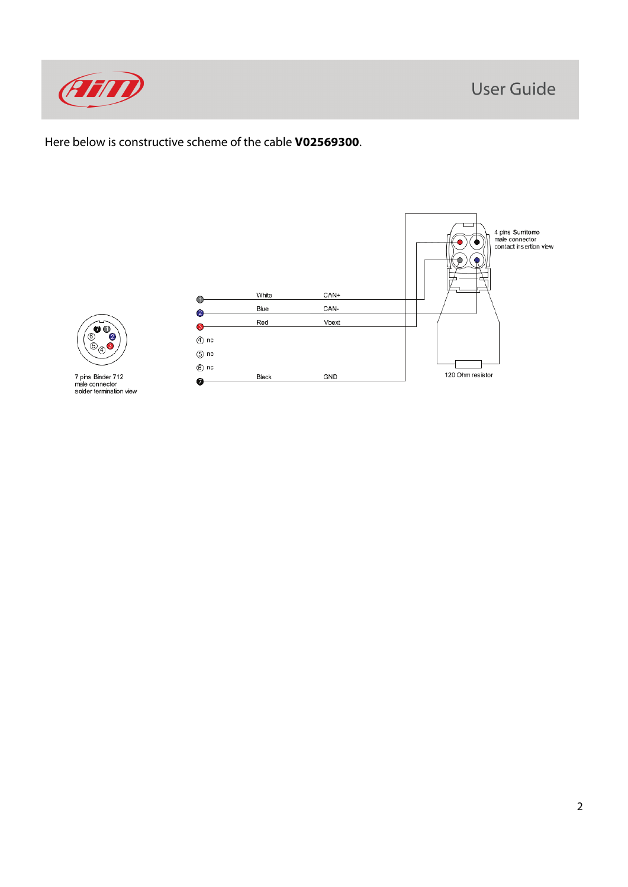Here below is constructive scheme of the cable **V02569300**.

4 pins Sumitomo male connector contact insertion view

| Pin | Color | Signal |
|---|---|---|
| 1 | White | CAN+ |
| 2 | Blue | CAN- |
| 3 | Red | Vbext |
| 4 | | nc |
| 5 | | nc |
| 6 | | nc |
| 7 | Black | GND |

7 pins Binder 712 male connector solder termination view

120 Ohm resistor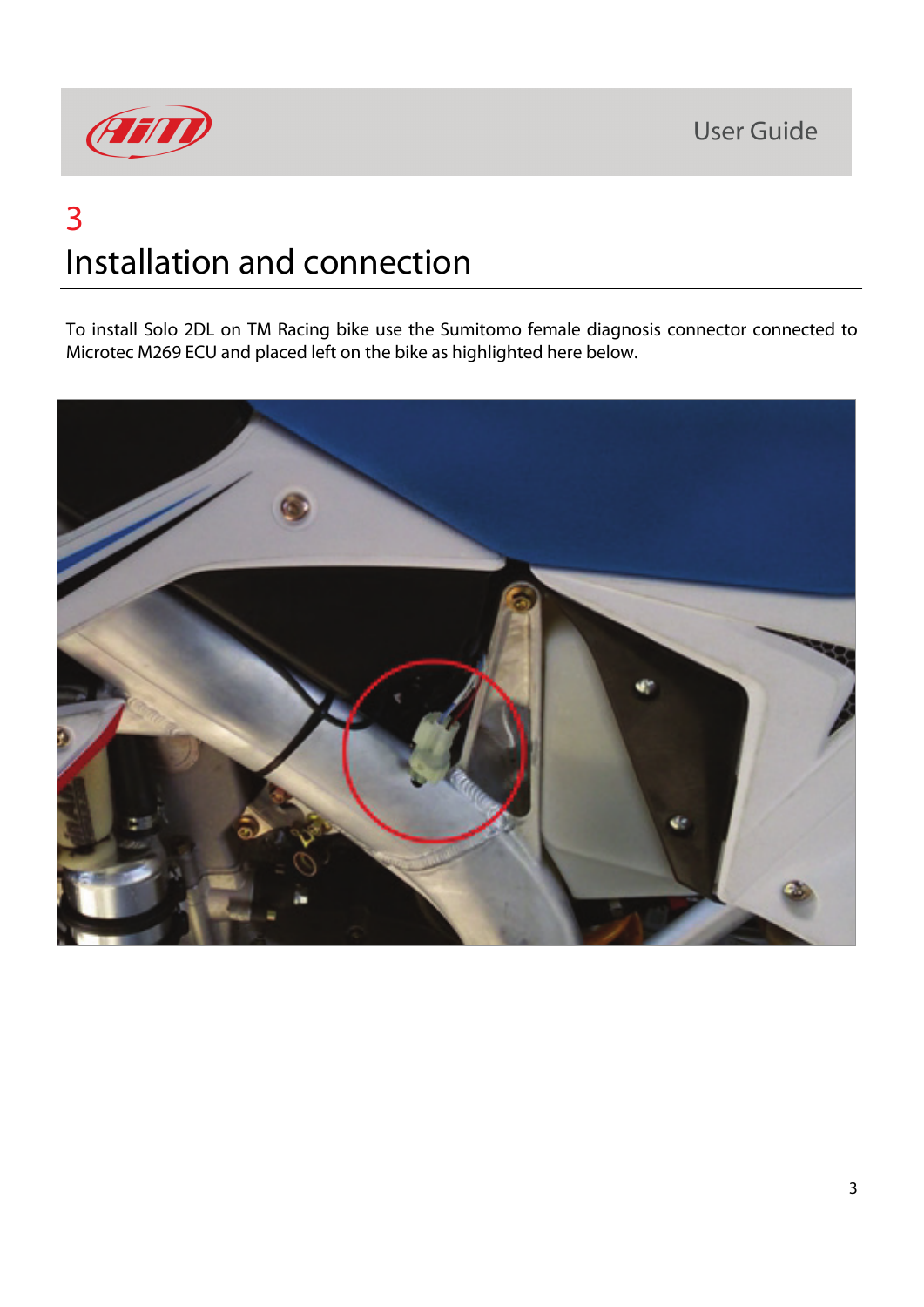# 3

# Installation and connection

To install Solo 2DL on TM Racing bike use the Sumitomo female diagnosis connector connected to Microtec M269 ECU and placed left on the bike as highlighted here below.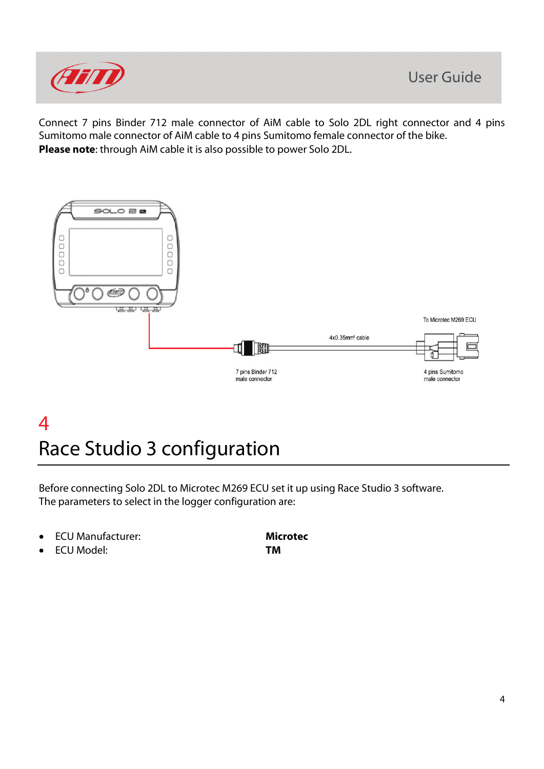Connect 7 pins Binder 712 male connector of AiM cable to Solo 2DL right connector and 4 pins Sumitomo male connector of AiM cable to 4 pins Sumitomo female connector of the bike.
**Please note**: through AiM cable it is also possible to power Solo 2DL.

To Microtec M269 ECU

4x0.35mm² cable

7 pins Binder 712 male connector

4 pins Sumitomo male connector

# 4 Race Studio 3 configuration

Before connecting Solo 2DL to Microtec M269 ECU set it up using Race Studio 3 software.
The parameters to select in the logger configuration are:

- ECU Manufacturer: **Microtec**
- ECU Model: **TM**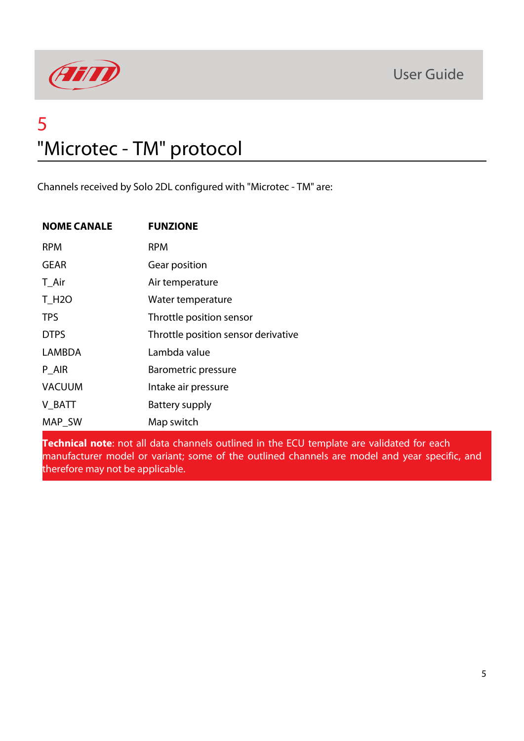# 5
# "Microtec - TM" protocol

Channels received by Solo 2DL configured with "Microtec - TM" are:

| NOME CANALE | FUNZIONE |
|---|---|
| RPM | RPM |
| GEAR | Gear position |
| T_Air | Air temperature |
| T_H2O | Water temperature |
| TPS | Throttle position sensor |
| DTPS | Throttle position sensor derivative |
| LAMBDA | Lambda value |
| P_AIR | Barometric pressure |
| VACUUM | Intake air pressure |
| V_BATT | Battery supply |
| MAP_SW | Map switch |

**Technical note**: not all data channels outlined in the ECU template are validated for each manufacturer model or variant; some of the outlined channels are model and year specific, and therefore may not be applicable.